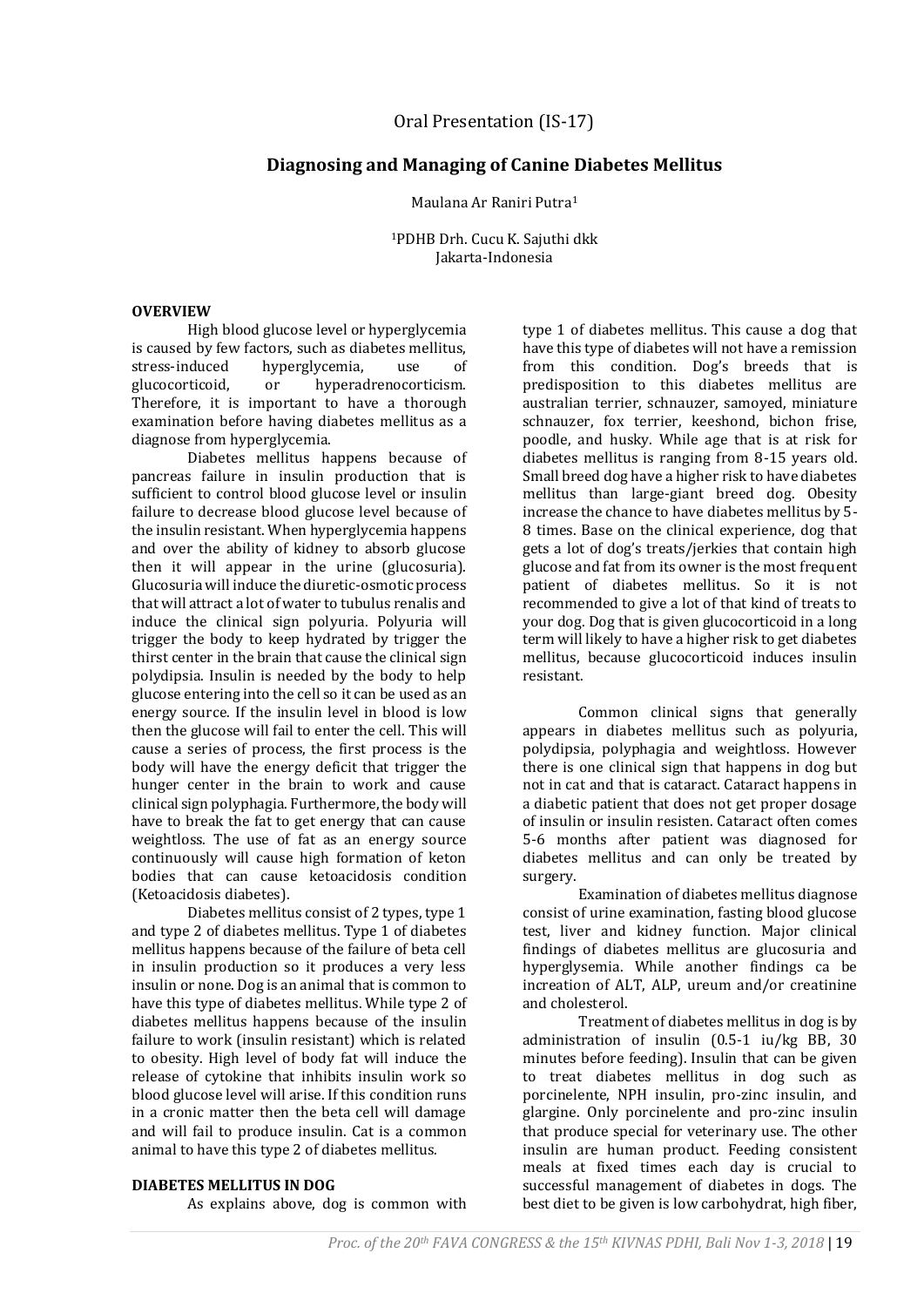Oral Presentation (IS-17)

# Diagnosing and Managing of Canine Diabetes Mellitus

Maulana Ar Raniri Putra[1]

[1]PDHB Drh. Cucu K. Sajuthi dkk
Jakarta-Indonesia

## OVERVIEW

High blood glucose level or hyperglycemia is caused by few factors, such as diabetes mellitus, stress-induced hyperglycemia, use of glucocorticoid, or hyperadrenocorticism. Therefore, it is important to have a thorough examination before having diabetes mellitus as a diagnose from hyperglycemia.

Diabetes mellitus happens because of pancreas failure in insulin production that is sufficient to control blood glucose level or insulin failure to decrease blood glucose level because of the insulin resistant. When hyperglycemia happens and over the ability of kidney to absorb glucose then it will appear in the urine (glucosuria). Glucosuria will induce the diuretic-osmotic process that will attract a lot of water to tubulus renalis and induce the clinical sign polyuria. Polyuria will trigger the body to keep hydrated by trigger the thirst center in the brain that cause the clinical sign polydipsia. Insulin is needed by the body to help glucose entering into the cell so it can be used as an energy source. If the insulin level in blood is low then the glucose will fail to enter the cell. This will cause a series of process, the first process is the body will have the energy deficit that trigger the hunger center in the brain to work and cause clinical sign polyphagia. Furthermore, the body will have to break the fat to get energy that can cause weightloss. The use of fat as an energy source continuously will cause high formation of keton bodies that can cause ketoacidosis condition (Ketoacidosis diabetes).

Diabetes mellitus consist of 2 types, type 1 and type 2 of diabetes mellitus. Type 1 of diabetes mellitus happens because of the failure of beta cell in insulin production so it produces a very less insulin or none. Dog is an animal that is common to have this type of diabetes mellitus. While type 2 of diabetes mellitus happens because of the insulin failure to work (insulin resistant) which is related to obesity. High level of body fat will induce the release of cytokine that inhibits insulin work so blood glucose level will arise. If this condition runs in a cronic matter then the beta cell will damage and will fail to produce insulin. Cat is a common animal to have this type 2 of diabetes mellitus.

## DIABETES MELLITUS IN DOG

As explains above, dog is common with type 1 of diabetes mellitus. This cause a dog that have this type of diabetes will not have a remission from this condition. Dog's breeds that is predisposition to this diabetes mellitus are australian terrier, schnauzer, samoyed, miniature schnauzer, fox terrier, keeshond, bichon frise, poodle, and husky. While age that is at risk for diabetes mellitus is ranging from 8-15 years old. Small breed dog have a higher risk to have diabetes mellitus than large-giant breed dog. Obesity increase the chance to have diabetes mellitus by 5-8 times. Base on the clinical experience, dog that gets a lot of dog's treats/jerkies that contain high glucose and fat from its owner is the most frequent patient of diabetes mellitus. So it is not recommended to give a lot of that kind of treats to your dog. Dog that is given glucocorticoid in a long term will likely to have a higher risk to get diabetes mellitus, because glucocorticoid induces insulin resistant.

Common clinical signs that generally appears in diabetes mellitus such as polyuria, polydipsia, polyphagia and weightloss. However there is one clinical sign that happens in dog but not in cat and that is cataract. Cataract happens in a diabetic patient that does not get proper dosage of insulin or insulin resisten. Cataract often comes 5-6 months after patient was diagnosed for diabetes mellitus and can only be treated by surgery.

Examination of diabetes mellitus diagnose consist of urine examination, fasting blood glucose test, liver and kidney function. Major clinical findings of diabetes mellitus are glucosuria and hyperglysemia. While another findings ca be increation of ALT, ALP, ureum and/or creatinine and cholesterol.

Treatment of diabetes mellitus in dog is by administration of insulin (0.5-1 iu/kg BB, 30 minutes before feeding). Insulin that can be given to treat diabetes mellitus in dog such as porcinelente, NPH insulin, pro-zinc insulin, and glargine. Only porcinelente and pro-zinc insulin that produce special for veterinary use. The other insulin are human product. Feeding consistent meals at fixed times each day is crucial to successful management of diabetes in dogs. The best diet to be given is low carbohydrat, high fiber,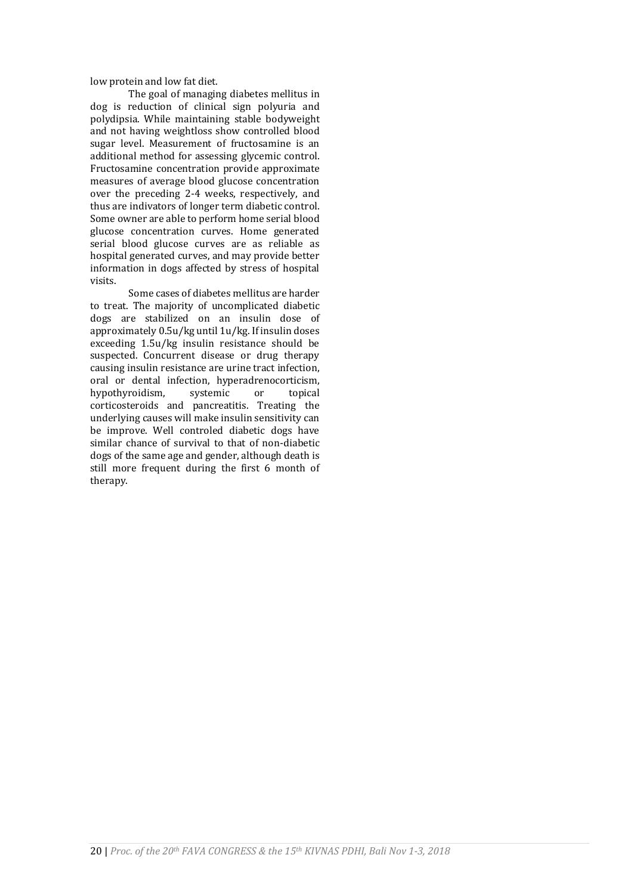low protein and low fat diet.

The goal of managing diabetes mellitus in dog is reduction of clinical sign polyuria and polydipsia. While maintaining stable bodyweight and not having weightloss show controlled blood sugar level. Measurement of fructosamine is an additional method for assessing glycemic control. Fructosamine concentration provide approximate measures of average blood glucose concentration over the preceding 2-4 weeks, respectively, and thus are indivators of longer term diabetic control. Some owner are able to perform home serial blood glucose concentration curves. Home generated serial blood glucose curves are as reliable as hospital generated curves, and may provide better information in dogs affected by stress of hospital visits.

Some cases of diabetes mellitus are harder to treat. The majority of uncomplicated diabetic dogs are stabilized on an insulin dose of approximately 0.5u/kg until 1u/kg. If insulin doses exceeding 1.5u/kg insulin resistance should be suspected. Concurrent disease or drug therapy causing insulin resistance are urine tract infection, oral or dental infection, hyperadrenocorticism, hypothyroidism, systemic or topical corticosteroids and pancreatitis. Treating the underlying causes will make insulin sensitivity can be improve. Well controled diabetic dogs have similar chance of survival to that of non-diabetic dogs of the same age and gender, although death is still more frequent during the first 6 month of therapy.